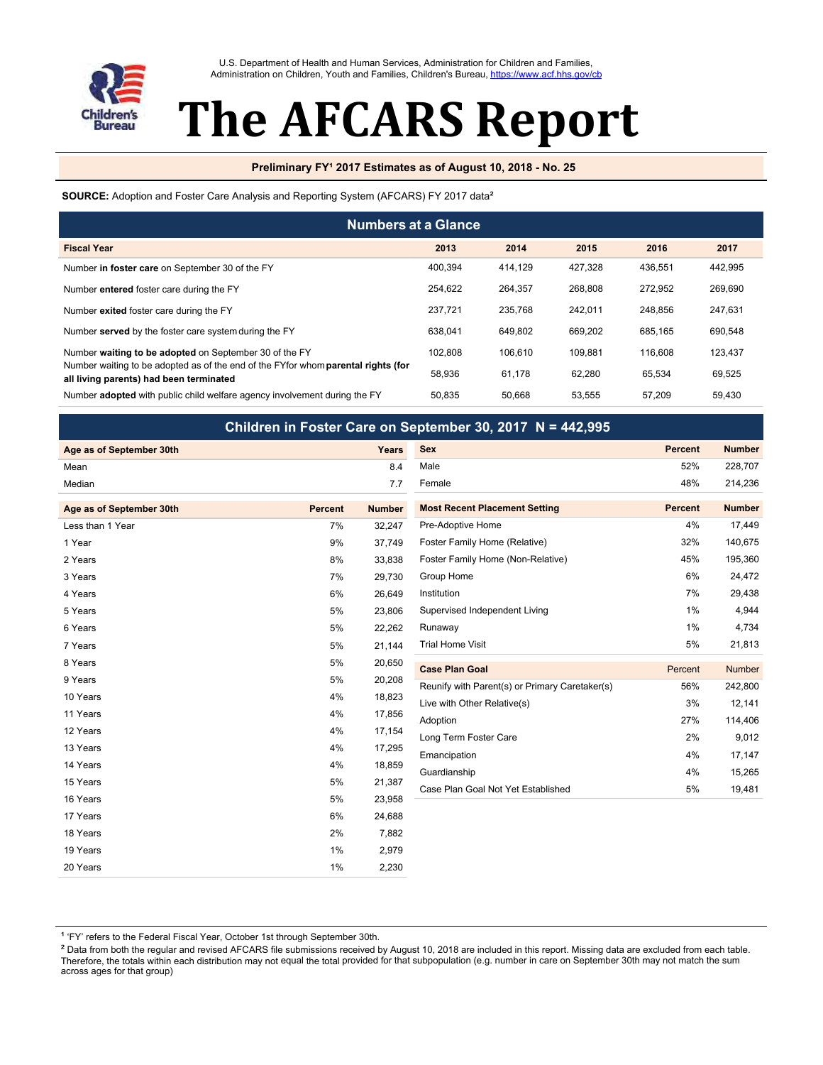U.S. Department of Health and Human Services, Administration for Children and Families, Administration on Children, Youth and Families, Children's Bureau, https://www.acf.hhs.gov/cb

# The AFCARS Report

**Preliminary FY[1] 2017 Estimates as of August 10, 2018 - No. 25**

**SOURCE:** Adoption and Foster Care Analysis and Reporting System (AFCARS) FY 2017 data[2]

## Numbers at a Glance

| Fiscal Year | 2013 | 2014 | 2015 | 2016 | 2017 |
|---|---|---|---|---|---|
| Number **in foster care** on September 30 of the FY | 400,394 | 414,129 | 427,328 | 436,551 | 442,995 |
| Number **entered** foster care during the FY | 254,622 | 264,357 | 268,808 | 272,952 | 269,690 |
| Number **exited** foster care during the FY | 237,721 | 235,768 | 242,011 | 248,856 | 247,631 |
| Number **served** by the foster care system during the FY | 638,041 | 649,802 | 669,202 | 685,165 | 690,548 |
| Number **waiting to be adopted** on September 30 of the FY | 102,808 | 106,610 | 109,881 | 116,608 | 123,437 |
| Number waiting to be adopted as of the end of the FY for whom **parental rights (for all living parents) had been terminated** | 58,936 | 61,178 | 62,280 | 65,534 | 69,525 |
| Number **adopted** with public child welfare agency involvement during the FY | 50,835 | 50,668 | 53,555 | 57,209 | 59,430 |

## Children in Foster Care on September 30, 2017 N = 442,995

| Age as of September 30th | Years |
|---|---|
| Mean | 8.4 |
| Median | 7.7 |

| Age as of September 30th | Percent | Number |
|---|---|---|
| Less than 1 Year | 7% | 32,247 |
| 1 Year | 9% | 37,749 |
| 2 Years | 8% | 33,838 |
| 3 Years | 7% | 29,730 |
| 4 Years | 6% | 26,649 |
| 5 Years | 5% | 23,806 |
| 6 Years | 5% | 22,262 |
| 7 Years | 5% | 21,144 |
| 8 Years | 5% | 20,650 |
| 9 Years | 5% | 20,208 |
| 10 Years | 4% | 18,823 |
| 11 Years | 4% | 17,856 |
| 12 Years | 4% | 17,154 |
| 13 Years | 4% | 17,295 |
| 14 Years | 4% | 18,859 |
| 15 Years | 5% | 21,387 |
| 16 Years | 5% | 23,958 |
| 17 Years | 6% | 24,688 |
| 18 Years | 2% | 7,882 |
| 19 Years | 1% | 2,979 |
| 20 Years | 1% | 2,230 |

| Sex | Percent | Number |
|---|---|---|
| Male | 52% | 228,707 |
| Female | 48% | 214,236 |

| Most Recent Placement Setting | Percent | Number |
|---|---|---|
| Pre-Adoptive Home | 4% | 17,449 |
| Foster Family Home (Relative) | 32% | 140,675 |
| Foster Family Home (Non-Relative) | 45% | 195,360 |
| Group Home | 6% | 24,472 |
| Institution | 7% | 29,438 |
| Supervised Independent Living | 1% | 4,944 |
| Runaway | 1% | 4,734 |
| Trial Home Visit | 5% | 21,813 |

| Case Plan Goal | Percent | Number |
|---|---|---|
| Reunify with Parent(s) or Primary Caretaker(s) | 56% | 242,800 |
| Live with Other Relative(s) | 3% | 12,141 |
| Adoption | 27% | 114,406 |
| Long Term Foster Care | 2% | 9,012 |
| Emancipation | 4% | 17,147 |
| Guardianship | 4% | 15,265 |
| Case Plan Goal Not Yet Established | 5% | 19,481 |

[1] 'FY' refers to the Federal Fiscal Year, October 1st through September 30th.

[2] Data from both the regular and revised AFCARS file submissions received by August 10, 2018 are included in this report. Missing data are excluded from each table. Therefore, the totals within each distribution may not equal the total provided for that subpopulation (e.g. number in care on September 30th may not match the sum across ages for that group)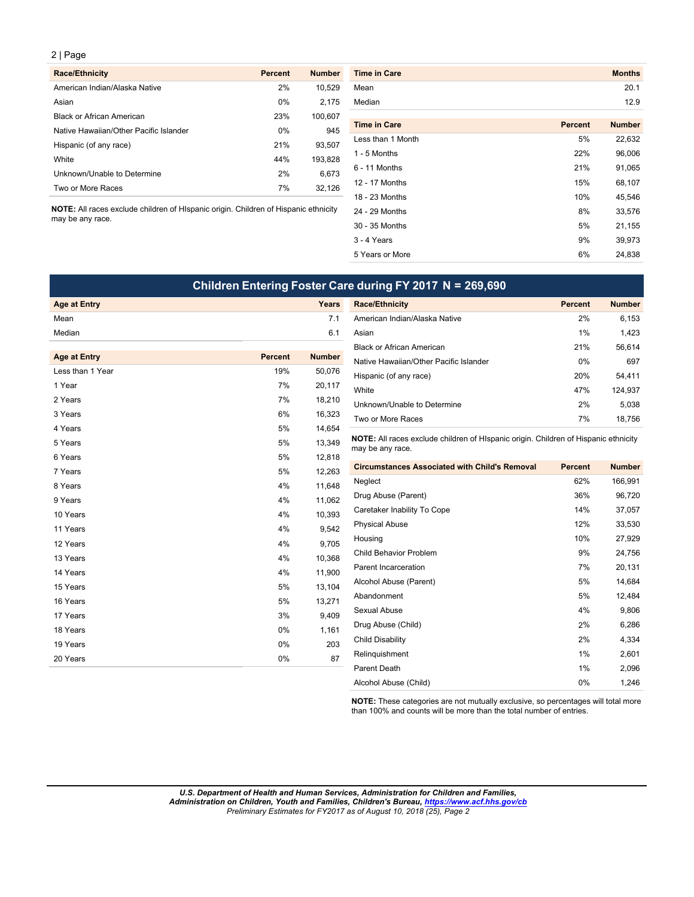| Race/Ethnicity | Percent | Number |
|---|---|---|
| American Indian/Alaska Native | 2% | 10,529 |
| Asian | 0% | 2,175 |
| Black or African American | 23% | 100,607 |
| Native Hawaiian/Other Pacific Islander | 0% | 945 |
| Hispanic (of any race) | 21% | 93,507 |
| White | 44% | 193,828 |
| Unknown/Unable to Determine | 2% | 6,673 |
| Two or More Races | 7% | 32,126 |

**NOTE:** All races exclude children of HIspanic origin. Children of Hispanic ethnicity may be any race.

| Time in Care | Months |
|---|---|
| Mean | 20.1 |
| Median | 12.9 |

| Time in Care | Percent | Number |
|---|---|---|
| Less than 1 Month | 5% | 22,632 |
| 1 - 5 Months | 22% | 96,006 |
| 6 - 11 Months | 21% | 91,065 |
| 12 - 17 Months | 15% | 68,107 |
| 18 - 23 Months | 10% | 45,546 |
| 24 - 29 Months | 8% | 33,576 |
| 30 - 35 Months | 5% | 21,155 |
| 3 - 4 Years | 9% | 39,973 |
| 5 Years or More | 6% | 24,838 |

## Children Entering Foster Care during FY 2017 N = 269,690

| Age at Entry | Years |
|---|---|
| Mean | 7.1 |
| Median | 6.1 |

| Age at Entry | Percent | Number |
|---|---|---|
| Less than 1 Year | 19% | 50,076 |
| 1 Year | 7% | 20,117 |
| 2 Years | 7% | 18,210 |
| 3 Years | 6% | 16,323 |
| 4 Years | 5% | 14,654 |
| 5 Years | 5% | 13,349 |
| 6 Years | 5% | 12,818 |
| 7 Years | 5% | 12,263 |
| 8 Years | 4% | 11,648 |
| 9 Years | 4% | 11,062 |
| 10 Years | 4% | 10,393 |
| 11 Years | 4% | 9,542 |
| 12 Years | 4% | 9,705 |
| 13 Years | 4% | 10,368 |
| 14 Years | 4% | 11,900 |
| 15 Years | 5% | 13,104 |
| 16 Years | 5% | 13,271 |
| 17 Years | 3% | 9,409 |
| 18 Years | 0% | 1,161 |
| 19 Years | 0% | 203 |
| 20 Years | 0% | 87 |

| Race/Ethnicity | Percent | Number |
|---|---|---|
| American Indian/Alaska Native | 2% | 6,153 |
| Asian | 1% | 1,423 |
| Black or African American | 21% | 56,614 |
| Native Hawaiian/Other Pacific Islander | 0% | 697 |
| Hispanic (of any race) | 20% | 54,411 |
| White | 47% | 124,937 |
| Unknown/Unable to Determine | 2% | 5,038 |
| Two or More Races | 7% | 18,756 |

**NOTE:** All races exclude children of HIspanic origin. Children of Hispanic ethnicity may be any race.

| Circumstances Associated with Child's Removal | Percent | Number |
|---|---|---|
| Neglect | 62% | 166,991 |
| Drug Abuse (Parent) | 36% | 96,720 |
| Caretaker Inability To Cope | 14% | 37,057 |
| Physical Abuse | 12% | 33,530 |
| Housing | 10% | 27,929 |
| Child Behavior Problem | 9% | 24,756 |
| Parent Incarceration | 7% | 20,131 |
| Alcohol Abuse (Parent) | 5% | 14,684 |
| Abandonment | 5% | 12,484 |
| Sexual Abuse | 4% | 9,806 |
| Drug Abuse (Child) | 2% | 6,286 |
| Child Disability | 2% | 4,334 |
| Relinquishment | 1% | 2,601 |
| Parent Death | 1% | 2,096 |
| Alcohol Abuse (Child) | 0% | 1,246 |

**NOTE:** These categories are not mutually exclusive, so percentages will total more than 100% and counts will be more than the total number of entries.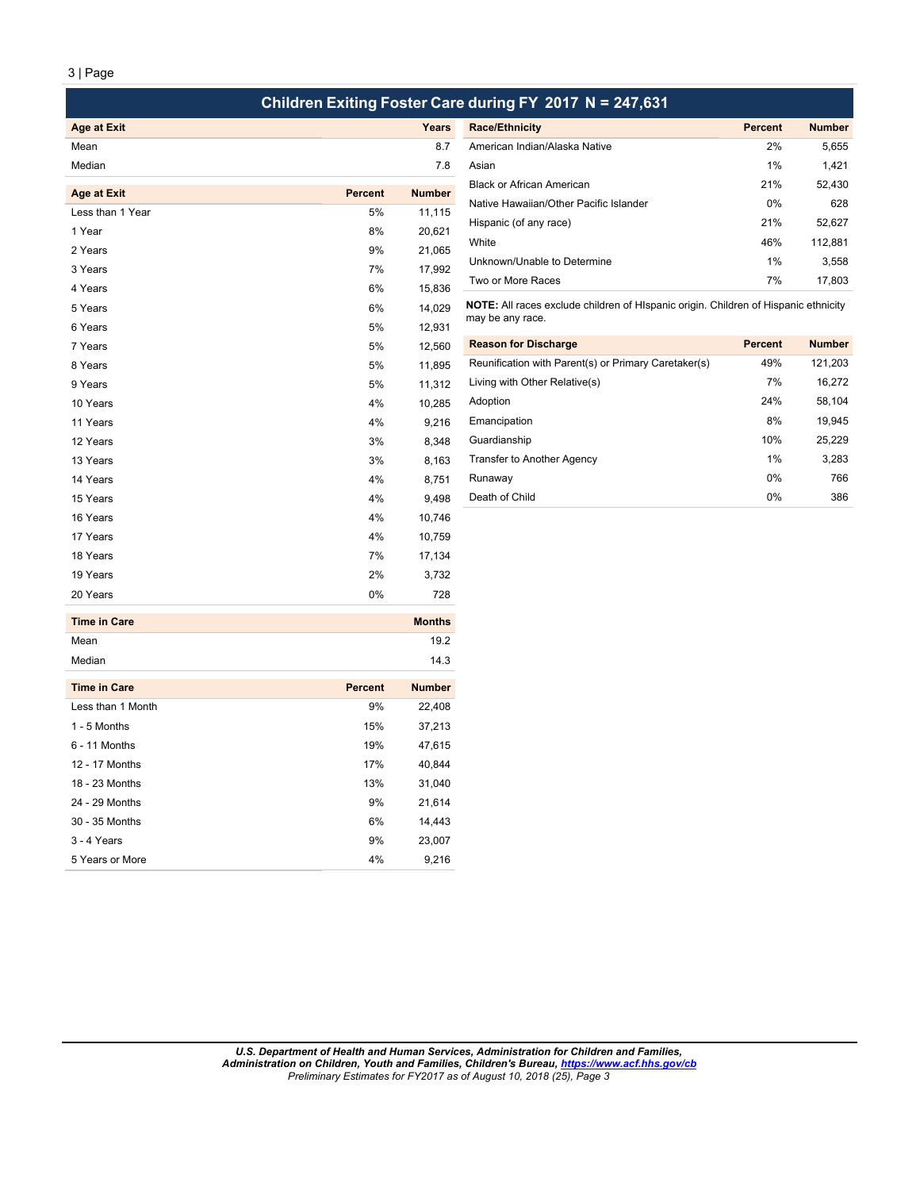## Children Exiting Foster Care during FY 2017 N = 247,631

| Age at Exit | Years |
|---|---|
| Mean | 8.7 |
| Median | 7.8 |

| Age at Exit | Percent | Number |
|---|---|---|
| Less than 1 Year | 5% | 11,115 |
| 1 Year | 8% | 20,621 |
| 2 Years | 9% | 21,065 |
| 3 Years | 7% | 17,992 |
| 4 Years | 6% | 15,836 |
| 5 Years | 6% | 14,029 |
| 6 Years | 5% | 12,931 |
| 7 Years | 5% | 12,560 |
| 8 Years | 5% | 11,895 |
| 9 Years | 5% | 11,312 |
| 10 Years | 4% | 10,285 |
| 11 Years | 4% | 9,216 |
| 12 Years | 3% | 8,348 |
| 13 Years | 3% | 8,163 |
| 14 Years | 4% | 8,751 |
| 15 Years | 4% | 9,498 |
| 16 Years | 4% | 10,746 |
| 17 Years | 4% | 10,759 |
| 18 Years | 7% | 17,134 |
| 19 Years | 2% | 3,732 |
| 20 Years | 0% | 728 |

| Time in Care | Months |
|---|---|
| Mean | 19.2 |
| Median | 14.3 |

| Time in Care | Percent | Number |
|---|---|---|
| Less than 1 Month | 9% | 22,408 |
| 1 - 5 Months | 15% | 37,213 |
| 6 - 11 Months | 19% | 47,615 |
| 12 - 17 Months | 17% | 40,844 |
| 18 - 23 Months | 13% | 31,040 |
| 24 - 29 Months | 9% | 21,614 |
| 30 - 35 Months | 6% | 14,443 |
| 3 - 4 Years | 9% | 23,007 |
| 5 Years or More | 4% | 9,216 |

| Race/Ethnicity | Percent | Number |
|---|---|---|
| American Indian/Alaska Native | 2% | 5,655 |
| Asian | 1% | 1,421 |
| Black or African American | 21% | 52,430 |
| Native Hawaiian/Other Pacific Islander | 0% | 628 |
| Hispanic (of any race) | 21% | 52,627 |
| White | 46% | 112,881 |
| Unknown/Unable to Determine | 1% | 3,558 |
| Two or More Races | 7% | 17,803 |

**NOTE:** All races exclude children of HIspanic origin. Children of Hispanic ethnicity may be any race.

| Reason for Discharge | Percent | Number |
|---|---|---|
| Reunification with Parent(s) or Primary Caretaker(s) | 49% | 121,203 |
| Living with Other Relative(s) | 7% | 16,272 |
| Adoption | 24% | 58,104 |
| Emancipation | 8% | 19,945 |
| Guardianship | 10% | 25,229 |
| Transfer to Another Agency | 1% | 3,283 |
| Runaway | 0% | 766 |
| Death of Child | 0% | 386 |

*U.S. Department of Health and Human Services, Administration for Children and Families, Administration on Children, Youth and Families, Children's Bureau, https://www.acf.hhs.gov/cb*
*Preliminary Estimates for FY2017 as of August 10, 2018 (25)*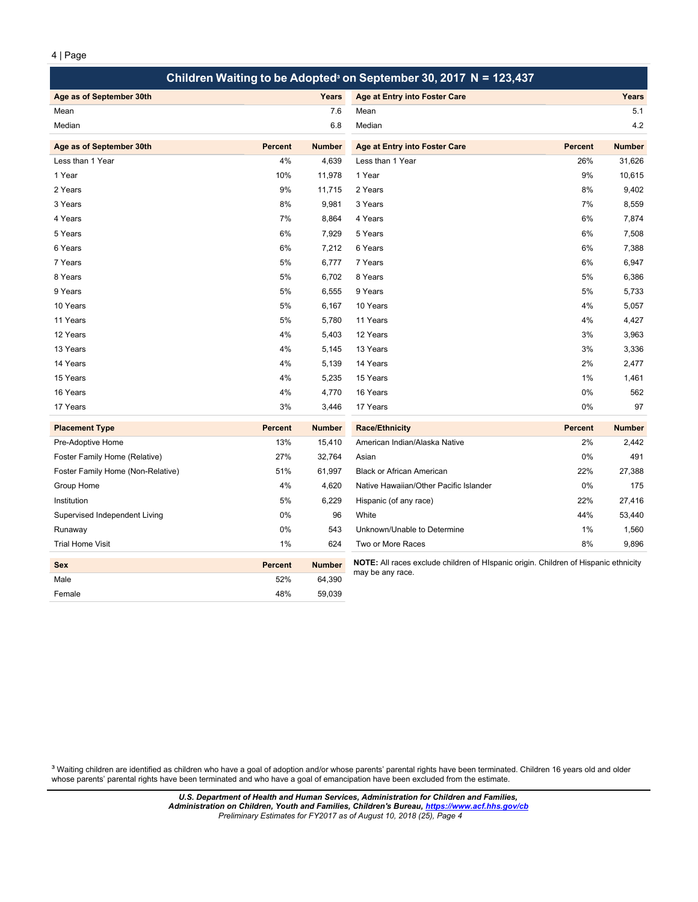## Children Waiting to be Adopted[3] on September 30, 2017 N = 123,437

| Age as of September 30th | Years |
|---|---|
| Mean | 7.6 |
| Median | 6.8 |

| Age at Entry into Foster Care | Years |
|---|---|
| Mean | 5.1 |
| Median | 4.2 |

| Age as of September 30th | Percent | Number |
|---|---|---|
| Less than 1 Year | 4% | 4,639 |
| 1 Year | 10% | 11,978 |
| 2 Years | 9% | 11,715 |
| 3 Years | 8% | 9,981 |
| 4 Years | 7% | 8,864 |
| 5 Years | 6% | 7,929 |
| 6 Years | 6% | 7,212 |
| 7 Years | 5% | 6,777 |
| 8 Years | 5% | 6,702 |
| 9 Years | 5% | 6,555 |
| 10 Years | 5% | 6,167 |
| 11 Years | 5% | 5,780 |
| 12 Years | 4% | 5,403 |
| 13 Years | 4% | 5,145 |
| 14 Years | 4% | 5,139 |
| 15 Years | 4% | 5,235 |
| 16 Years | 4% | 4,770 |
| 17 Years | 3% | 3,446 |

| Age at Entry into Foster Care | Percent | Number |
|---|---|---|
| Less than 1 Year | 26% | 31,626 |
| 1 Year | 9% | 10,615 |
| 2 Years | 8% | 9,402 |
| 3 Years | 7% | 8,559 |
| 4 Years | 6% | 7,874 |
| 5 Years | 6% | 7,508 |
| 6 Years | 6% | 7,388 |
| 7 Years | 6% | 6,947 |
| 8 Years | 5% | 6,386 |
| 9 Years | 5% | 5,733 |
| 10 Years | 4% | 5,057 |
| 11 Years | 4% | 4,427 |
| 12 Years | 3% | 3,963 |
| 13 Years | 3% | 3,336 |
| 14 Years | 2% | 2,477 |
| 15 Years | 1% | 1,461 |
| 16 Years | 0% | 562 |
| 17 Years | 0% | 97 |

| Placement Type | Percent | Number |
|---|---|---|
| Pre-Adoptive Home | 13% | 15,410 |
| Foster Family Home (Relative) | 27% | 32,764 |
| Foster Family Home (Non-Relative) | 51% | 61,997 |
| Group Home | 4% | 4,620 |
| Institution | 5% | 6,229 |
| Supervised Independent Living | 0% | 96 |
| Runaway | 0% | 543 |
| Trial Home Visit | 1% | 624 |

| Race/Ethnicity | Percent | Number |
|---|---|---|
| American Indian/Alaska Native | 2% | 2,442 |
| Asian | 0% | 491 |
| Black or African American | 22% | 27,388 |
| Native Hawaiian/Other Pacific Islander | 0% | 175 |
| Hispanic (of any race) | 22% | 27,416 |
| White | 44% | 53,440 |
| Unknown/Unable to Determine | 1% | 1,560 |
| Two or More Races | 8% | 9,896 |

| Sex | Percent | Number |
|---|---|---|
| Male | 52% | 64,390 |
| Female | 48% | 59,039 |

**NOTE:** All races exclude children of HIspanic origin. Children of Hispanic ethnicity may be any race.

[3] Waiting children are identified as children who have a goal of adoption and/or whose parents' parental rights have been terminated. Children 16 years old and older whose parents' parental rights have been terminated and who have a goal of emancipation have been excluded from the estimate.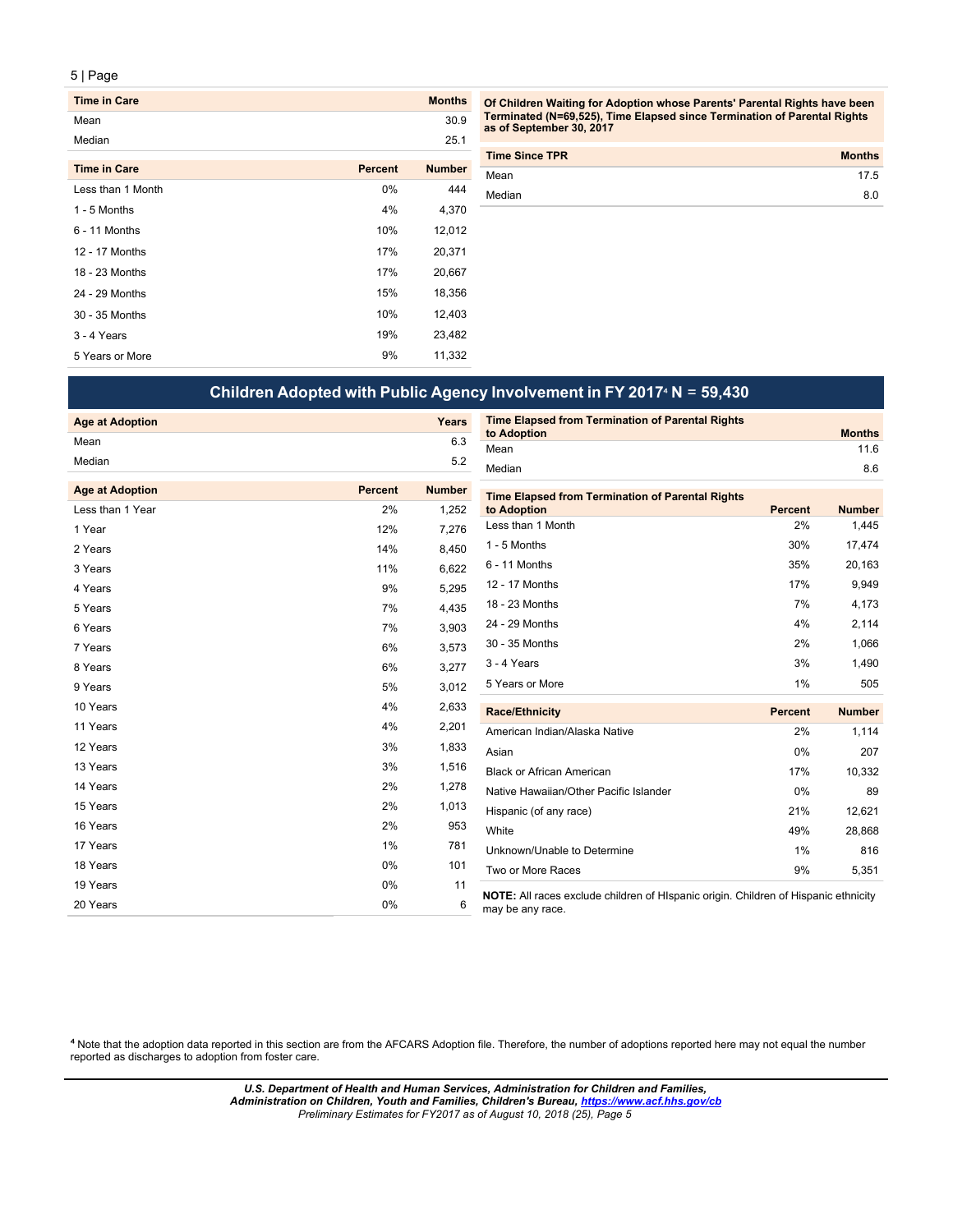| Time in Care | | Months |
|---|---|---|
| Mean | | 30.9 |
| Median | | 25.1 |

| Time in Care | Percent | Number |
|---|---|---|
| Less than 1 Month | 0% | 444 |
| 1 - 5 Months | 4% | 4,370 |
| 6 - 11 Months | 10% | 12,012 |
| 12 - 17 Months | 17% | 20,371 |
| 18 - 23 Months | 17% | 20,667 |
| 24 - 29 Months | 15% | 18,356 |
| 30 - 35 Months | 10% | 12,403 |
| 3 - 4 Years | 19% | 23,482 |
| 5 Years or More | 9% | 11,332 |

**Of Children Waiting for Adoption whose Parents' Parental Rights have been Terminated (N=69,525), Time Elapsed since Termination of Parental Rights as of September 30, 2017**

| Time Since TPR | Months |
|---|---|
| Mean | 17.5 |
| Median | 8.0 |

## Children Adopted with Public Agency Involvement in FY 2017[4] N = 59,430

| Age at Adoption | | Years |
|---|---|---|
| Mean | | 6.3 |
| Median | | 5.2 |

| Age at Adoption | Percent | Number |
|---|---|---|
| Less than 1 Year | 2% | 1,252 |
| 1 Year | 12% | 7,276 |
| 2 Years | 14% | 8,450 |
| 3 Years | 11% | 6,622 |
| 4 Years | 9% | 5,295 |
| 5 Years | 7% | 4,435 |
| 6 Years | 7% | 3,903 |
| 7 Years | 6% | 3,573 |
| 8 Years | 6% | 3,277 |
| 9 Years | 5% | 3,012 |
| 10 Years | 4% | 2,633 |
| 11 Years | 4% | 2,201 |
| 12 Years | 3% | 1,833 |
| 13 Years | 3% | 1,516 |
| 14 Years | 2% | 1,278 |
| 15 Years | 2% | 1,013 |
| 16 Years | 2% | 953 |
| 17 Years | 1% | 781 |
| 18 Years | 0% | 101 |
| 19 Years | 0% | 11 |
| 20 Years | 0% | 6 |

| Time Elapsed from Termination of Parental Rights to Adoption | | Months |
|---|---|---|
| Mean | | 11.6 |
| Median | | 8.6 |

| Time Elapsed from Termination of Parental Rights to Adoption | Percent | Number |
|---|---|---|
| Less than 1 Month | 2% | 1,445 |
| 1 - 5 Months | 30% | 17,474 |
| 6 - 11 Months | 35% | 20,163 |
| 12 - 17 Months | 17% | 9,949 |
| 18 - 23 Months | 7% | 4,173 |
| 24 - 29 Months | 4% | 2,114 |
| 30 - 35 Months | 2% | 1,066 |
| 3 - 4 Years | 3% | 1,490 |
| 5 Years or More | 1% | 505 |

| Race/Ethnicity | Percent | Number |
|---|---|---|
| American Indian/Alaska Native | 2% | 1,114 |
| Asian | 0% | 207 |
| Black or African American | 17% | 10,332 |
| Native Hawaiian/Other Pacific Islander | 0% | 89 |
| Hispanic (of any race) | 21% | 12,621 |
| White | 49% | 28,868 |
| Unknown/Unable to Determine | 1% | 816 |
| Two or More Races | 9% | 5,351 |

**NOTE:** All races exclude children of HIspanic origin. Children of Hispanic ethnicity may be any race.

[4] Note that the adoption data reported in this section are from the AFCARS Adoption file. Therefore, the number of adoptions reported here may not equal the number reported as discharges to adoption from foster care.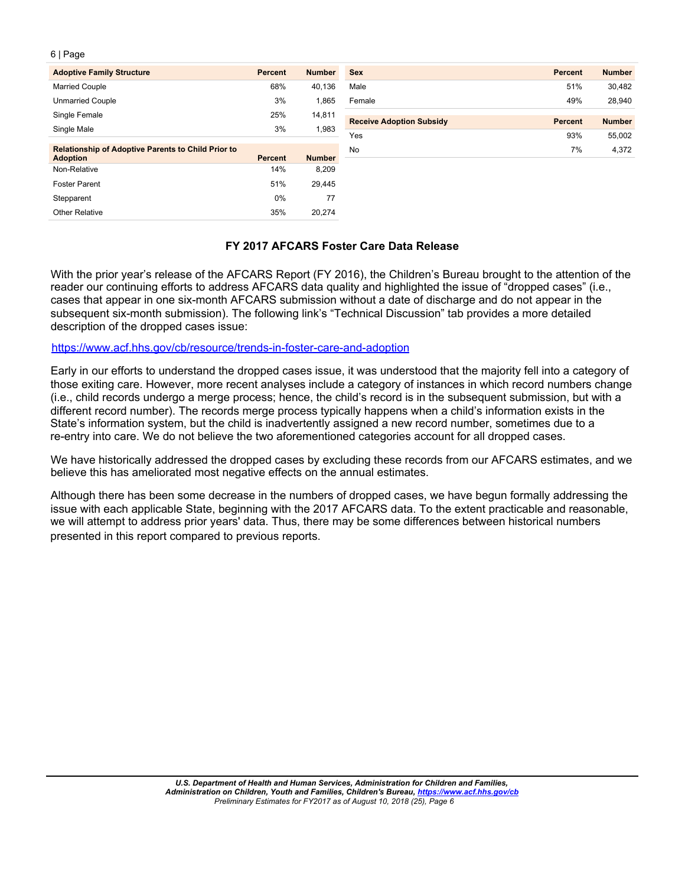| Adoptive Family Structure | Percent | Number |
|---|---|---|
| Married Couple | 68% | 40,136 |
| Unmarried Couple | 3% | 1,865 |
| Single Female | 25% | 14,811 |
| Single Male | 3% | 1,983 |

| Relationship of Adoptive Parents to Child Prior to Adoption | Percent | Number |
|---|---|---|
| Non-Relative | 14% | 8,209 |
| Foster Parent | 51% | 29,445 |
| Stepparent | 0% | 77 |
| Other Relative | 35% | 20,274 |

| Sex | Percent | Number |
|---|---|---|
| Male | 51% | 30,482 |
| Female | 49% | 28,940 |

| Receive Adoption Subsidy | Percent | Number |
|---|---|---|
| Yes | 93% | 55,002 |
| No | 7% | 4,372 |

## FY 2017 AFCARS Foster Care Data Release

With the prior year's release of the AFCARS Report (FY 2016), the Children's Bureau brought to the attention of the reader our continuing efforts to address AFCARS data quality and highlighted the issue of "dropped cases" (i.e., cases that appear in one six-month AFCARS submission without a date of discharge and do not appear in the subsequent six-month submission). The following link's "Technical Discussion" tab provides a more detailed description of the dropped cases issue:

https://www.acf.hhs.gov/cb/resource/trends-in-foster-care-and-adoption

Early in our efforts to understand the dropped cases issue, it was understood that the majority fell into a category of those exiting care. However, more recent analyses include a category of instances in which record numbers change (i.e., child records undergo a merge process; hence, the child's record is in the subsequent submission, but with a different record number). The records merge process typically happens when a child's information exists in the State's information system, but the child is inadvertently assigned a new record number, sometimes due to a re-entry into care. We do not believe the two aforementioned categories account for all dropped cases.

We have historically addressed the dropped cases by excluding these records from our AFCARS estimates, and we believe this has ameliorated most negative effects on the annual estimates.

Although there has been some decrease in the numbers of dropped cases, we have begun formally addressing the issue with each applicable State, beginning with the 2017 AFCARS data. To the extent practicable and reasonable, we will attempt to address prior years' data. Thus, there may be some differences between historical numbers presented in this report compared to previous reports.